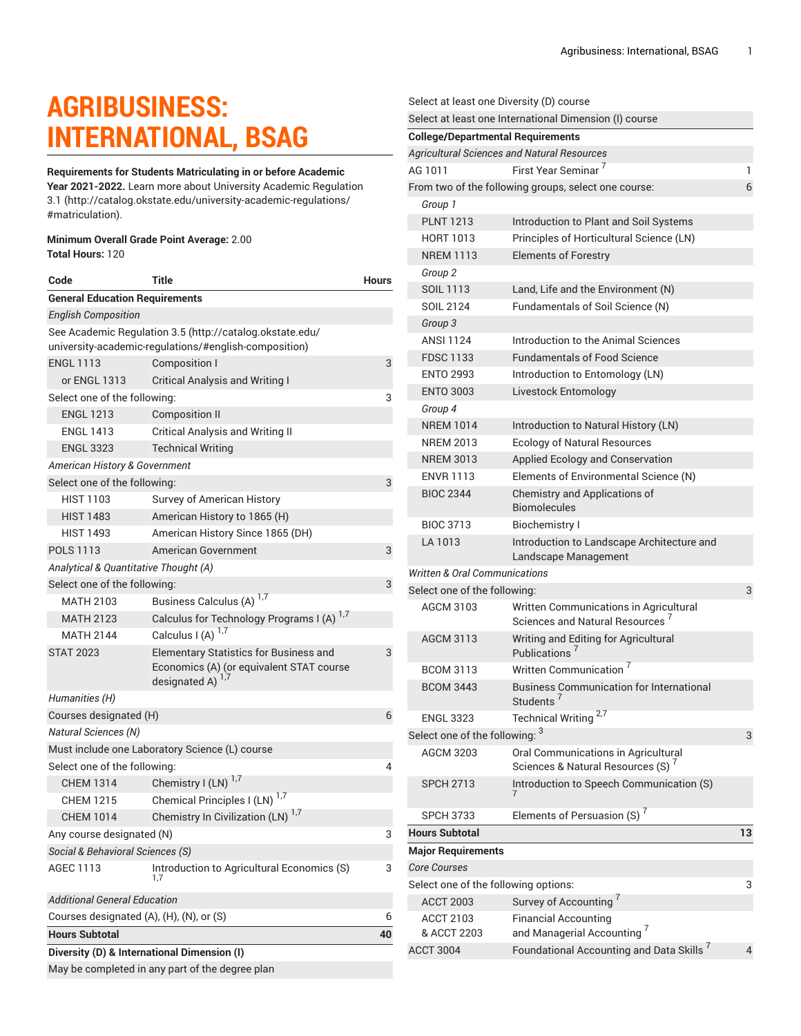# AGRIBUSINESS: INTERNATIONAL, BSAG

**Requirements for Students Matriculating in or before Academic Year 2021-2022.** Learn more about University Academic Regulation 3.1 (http://catalog.okstate.edu/university-academic-regulations/#matriculation).

**Minimum Overall Grade Point Average:** 2.00
**Total Hours:** 120

| Code | Title | Hours |
|---|---|---|
| **General Education Requirements** | | |
| *English Composition* | | |
| See Academic Regulation 3.5 (http://catalog.okstate.edu/university-academic-regulations/#english-composition) | | |
| ENGL 1113 | Composition I | 3 |
| or ENGL 1313 | Critical Analysis and Writing I | |
| Select one of the following: | | 3 |
| ENGL 1213 | Composition II | |
| ENGL 1413 | Critical Analysis and Writing II | |
| ENGL 3323 | Technical Writing | |
| *American History & Government* | | |
| Select one of the following: | | 3 |
| HIST 1103 | Survey of American History | |
| HIST 1483 | American History to 1865 (H) | |
| HIST 1493 | American History Since 1865 (DH) | |
| POLS 1113 | American Government | 3 |
| *Analytical & Quantitative Thought (A)* | | |
| Select one of the following: | | 3 |
| MATH 2103 | Business Calculus (A) [1,7] | |
| MATH 2123 | Calculus for Technology Programs I (A) [1,7] | |
| MATH 2144 | Calculus I (A) [1,7] | |
| STAT 2023 | Elementary Statistics for Business and Economics (A) (or equivalent STAT course designated A) [1,7] | 3 |
| *Humanities (H)* | | |
| Courses designated (H) | | 6 |
| *Natural Sciences (N)* | | |
| Must include one Laboratory Science (L) course | | |
| Select one of the following: | | 4 |
| CHEM 1314 | Chemistry I (LN) [1,7] | |
| CHEM 1215 | Chemical Principles I (LN) [1,7] | |
| CHEM 1014 | Chemistry In Civilization (LN) [1,7] | |
| Any course designated (N) | | 3 |
| *Social & Behavioral Sciences (S)* | | |
| AGEC 1113 | Introduction to Agricultural Economics (S) [1,7] | 3 |
| *Additional General Education* | | |
| Courses designated (A), (H), (N), or (S) | | 6 |
| **Hours Subtotal** | | **40** |
| **Diversity (D) & International Dimension (I)** | | |
| May be completed in any part of the degree plan | | |
| Select at least one Diversity (D) course | | |
| Select at least one International Dimension (I) course | | |
| **College/Departmental Requirements** | | |
| *Agricultural Sciences and Natural Resources* | | |
| AG 1011 | First Year Seminar [7] | 1 |
| From two of the following groups, select one course: | | 6 |
| *Group 1* | | |
| PLNT 1213 | Introduction to Plant and Soil Systems | |
| HORT 1013 | Principles of Horticultural Science (LN) | |
| NREM 1113 | Elements of Forestry | |
| *Group 2* | | |
| SOIL 1113 | Land, Life and the Environment (N) | |
| SOIL 2124 | Fundamentals of Soil Science (N) | |
| *Group 3* | | |
| ANSI 1124 | Introduction to the Animal Sciences | |
| FDSC 1133 | Fundamentals of Food Science | |
| ENTO 2993 | Introduction to Entomology (LN) | |
| ENTO 3003 | Livestock Entomology | |
| *Group 4* | | |
| NREM 1014 | Introduction to Natural History (LN) | |
| NREM 2013 | Ecology of Natural Resources | |
| NREM 3013 | Applied Ecology and Conservation | |
| ENVR 1113 | Elements of Environmental Science (N) | |
| BIOC 2344 | Chemistry and Applications of Biomolecules | |
| BIOC 3713 | Biochemistry I | |
| LA 1013 | Introduction to Landscape Architecture and Landscape Management | |
| *Written & Oral Communications* | | |
| Select one of the following: | | 3 |
| AGCM 3103 | Written Communications in Agricultural Sciences and Natural Resources [7] | |
| AGCM 3113 | Writing and Editing for Agricultural Publications [7] | |
| BCOM 3113 | Written Communication [7] | |
| BCOM 3443 | Business Communication for International Students [7] | |
| ENGL 3323 | Technical Writing [2,7] | |
| Select one of the following: [3] | | 3 |
| AGCM 3203 | Oral Communications in Agricultural Sciences & Natural Resources (S) [7] | |
| SPCH 2713 | Introduction to Speech Communication (S) [7] | |
| SPCH 3733 | Elements of Persuasion (S) [7] | |
| **Hours Subtotal** | | **13** |
| **Major Requirements** | | |
| *Core Courses* | | |
| Select one of the following options: | | 3 |
| ACCT 2003 | Survey of Accounting [7] | |
| ACCT 2103 & ACCT 2203 | Financial Accounting and Managerial Accounting [7] | |
| ACCT 3004 | Foundational Accounting and Data Skills [7] | 4 |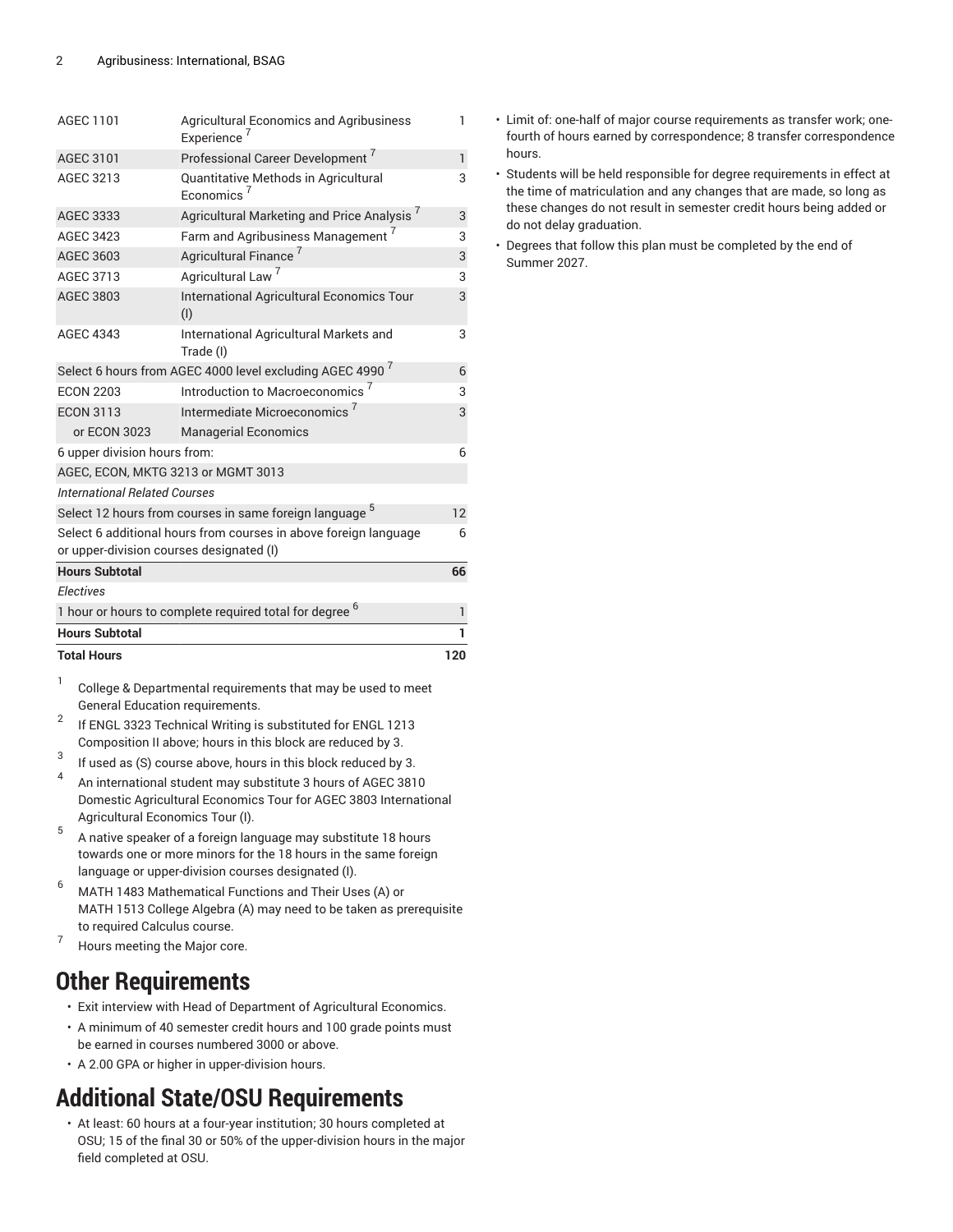| | | |
|---|---|---|
| AGEC 1101 | Agricultural Economics and Agribusiness Experience [7] | 1 |
| AGEC 3101 | Professional Career Development [7] | 1 |
| AGEC 3213 | Quantitative Methods in Agricultural Economics [7] | 3 |
| AGEC 3333 | Agricultural Marketing and Price Analysis [7] | 3 |
| AGEC 3423 | Farm and Agribusiness Management [7] | 3 |
| AGEC 3603 | Agricultural Finance [7] | 3 |
| AGEC 3713 | Agricultural Law [7] | 3 |
| AGEC 3803 | International Agricultural Economics Tour (I) | 3 |
| AGEC 4343 | International Agricultural Markets and Trade (I) | 3 |
| Select 6 hours from AGEC 4000 level excluding AGEC 4990 [7] | | 6 |
| ECON 2203 | Introduction to Macroeconomics [7] | 3 |
| ECON 3113 | Intermediate Microeconomics [7] | 3 |
| or ECON 3023 | Managerial Economics | |
| 6 upper division hours from: | | 6 |
| AGEC, ECON, MKTG 3213 or MGMT 3013 | | |
| *International Related Courses* | | |
| Select 12 hours from courses in same foreign language [5] | | 12 |
| Select 6 additional hours from courses in above foreign language or upper-division courses designated (I) | | 6 |
| **Hours Subtotal** | | **66** |
| *Electives* | | |
| 1 hour or hours to complete required total for degree [6] | | 1 |
| **Hours Subtotal** | | **1** |
| **Total Hours** | | **120** |

1. College & Departmental requirements that may be used to meet General Education requirements.
2. If ENGL 3323 Technical Writing is substituted for ENGL 1213 Composition II above; hours in this block are reduced by 3.
3. If used as (S) course above, hours in this block reduced by 3.
4. An international student may substitute 3 hours of AGEC 3810 Domestic Agricultural Economics Tour for AGEC 3803 International Agricultural Economics Tour (I).
5. A native speaker of a foreign language may substitute 18 hours towards one or more minors for the 18 hours in the same foreign language or upper-division courses designated (I).
6. MATH 1483 Mathematical Functions and Their Uses (A) or MATH 1513 College Algebra (A) may need to be taken as prerequisite to required Calculus course.
7. Hours meeting the Major core.

## Other Requirements

- Exit interview with Head of Department of Agricultural Economics.
- A minimum of 40 semester credit hours and 100 grade points must be earned in courses numbered 3000 or above.
- A 2.00 GPA or higher in upper-division hours.

## Additional State/OSU Requirements

- At least: 60 hours at a four-year institution; 30 hours completed at OSU; 15 of the final 30 or 50% of the upper-division hours in the major field completed at OSU.
- Limit of: one-half of major course requirements as transfer work; one-fourth of hours earned by correspondence; 8 transfer correspondence hours.
- Students will be held responsible for degree requirements in effect at the time of matriculation and any changes that are made, so long as these changes do not result in semester credit hours being added or do not delay graduation.
- Degrees that follow this plan must be completed by the end of Summer 2027.